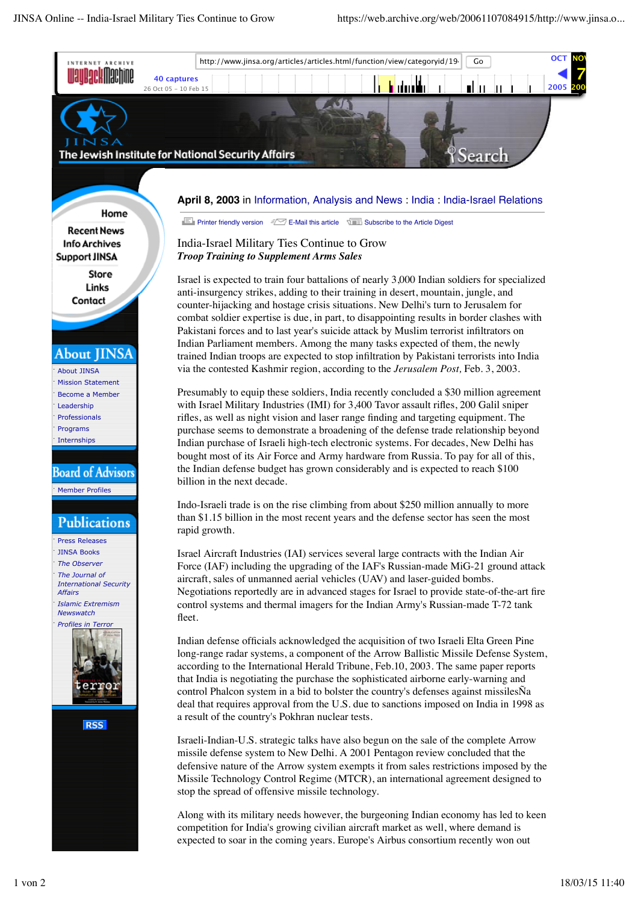April 8, 2003 in Information, Analysis and News : India : India-Israel Relations

Printer friendly version | E-Mail this article | Subscribe to the Article Digest

# India-Israel Military Ties Continue to Grow

***Troop Training to Supplement Arms Sales***

Israel is expected to train four battalions of nearly 3,000 Indian soldiers for specialized anti-insurgency strikes, adding to their training in desert, mountain, jungle, and counter-hijacking and hostage crisis situations. New Delhi's turn to Jerusalem for combat soldier expertise is due, in part, to disappointing results in border clashes with Pakistani forces and to last year's suicide attack by Muslim terrorist infiltrators on Indian Parliament members. Among the many tasks expected of them, the newly trained Indian troops are expected to stop infiltration by Pakistani terrorists into India via the contested Kashmir region, according to the *Jerusalem Post,* Feb. 3, 2003.

Presumably to equip these soldiers, India recently concluded a $30 million agreement with Israel Military Industries (IMI) for 3,400 Tavor assault rifles, 200 Galil sniper rifles, as well as night vision and laser range finding and targeting equipment. The purchase seems to demonstrate a broadening of the defense trade relationship beyond Indian purchase of Israeli high-tech electronic systems. For decades, New Delhi has bought most of its Air Force and Army hardware from Russia. To pay for all of this, the Indian defense budget has grown considerably and is expected to reach $100 billion in the next decade.

Indo-Israeli trade is on the rise climbing from about $250 million annually to more than $1.15 billion in the most recent years and the defense sector has seen the most rapid growth.

Israel Aircraft Industries (IAI) services several large contracts with the Indian Air Force (IAF) including the upgrading of the IAF's Russian-made MiG-21 ground attack aircraft, sales of unmanned aerial vehicles (UAV) and laser-guided bombs. Negotiations reportedly are in advanced stages for Israel to provide state-of-the-art fire control systems and thermal imagers for the Indian Army's Russian-made T-72 tank fleet.

Indian defense officials acknowledged the acquisition of two Israeli Elta Green Pine long-range radar systems, a component of the Arrow Ballistic Missile Defense System, according to the International Herald Tribune, Feb.10, 2003. The same paper reports that India is negotiating the purchase the sophisticated airborne early-warning and control Phalcon system in a bid to bolster the country's defenses against missilesÑa deal that requires approval from the U.S. due to sanctions imposed on India in 1998 as a result of the country's Pokhran nuclear tests.

Israeli-Indian-U.S. strategic talks have also begun on the sale of the complete Arrow missile defense system to New Delhi. A 2001 Pentagon review concluded that the defensive nature of the Arrow system exempts it from sales restrictions imposed by the Missile Technology Control Regime (MTCR), an international agreement designed to stop the spread of offensive missile technology.

Along with its military needs however, the burgeoning Indian economy has led to keen competition for India's growing civilian aircraft market as well, where demand is expected to soar in the coming years. Europe's Airbus consortium recently won out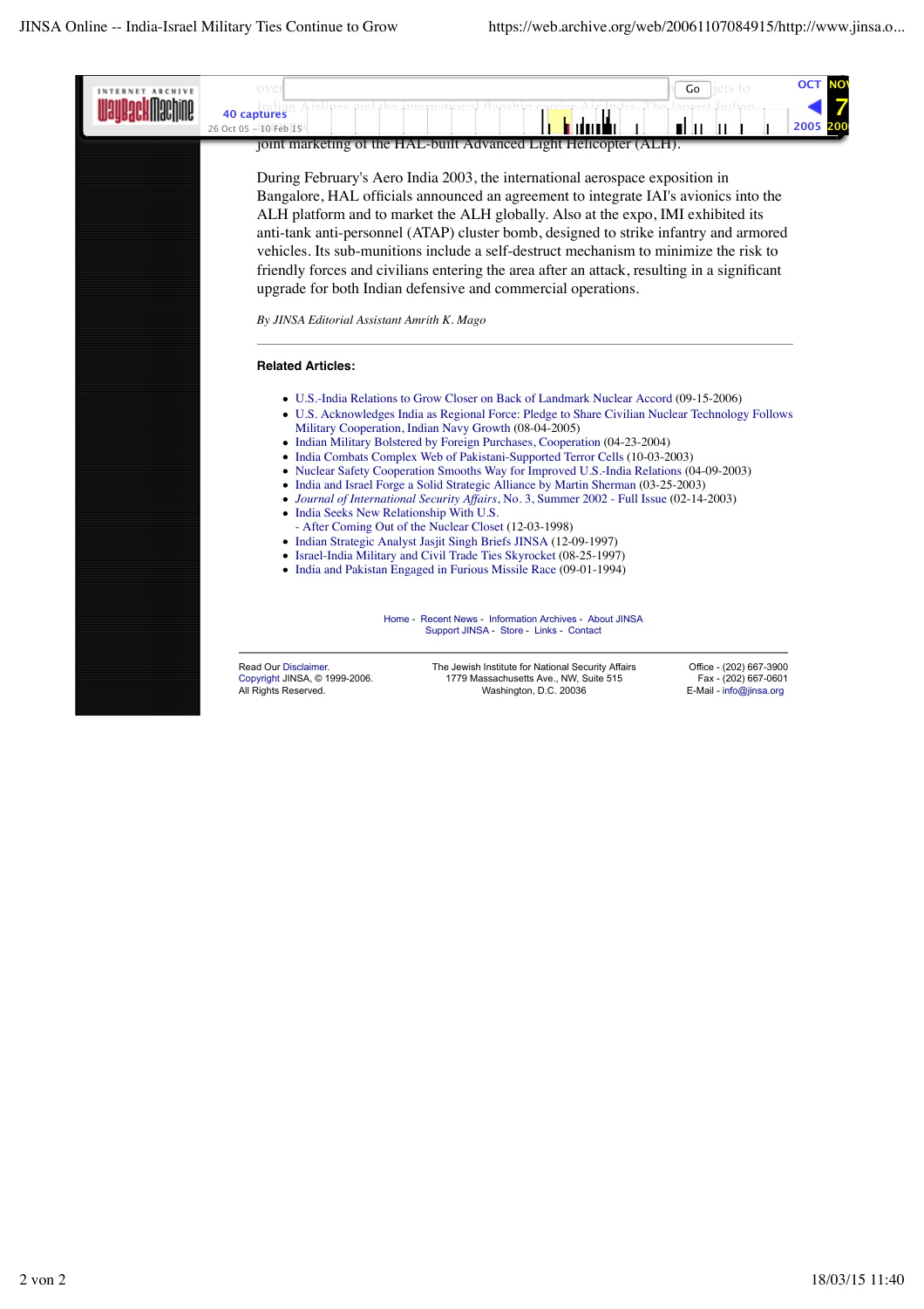joint marketing of the HAL-built Advanced Light Helicopter (ALH).

During February's Aero India 2003, the international aerospace exposition in Bangalore, HAL officials announced an agreement to integrate IAI's avionics into the ALH platform and to market the ALH globally. Also at the expo, IMI exhibited its anti-tank anti-personnel (ATAP) cluster bomb, designed to strike infantry and armored vehicles. Its sub-munitions include a self-destruct mechanism to minimize the risk to friendly forces and civilians entering the area after an attack, resulting in a significant upgrade for both Indian defensive and commercial operations.

*By JINSA Editorial Assistant Amrith K. Mago*

---

**Related Articles:**

- U.S.-India Relations to Grow Closer on Back of Landmark Nuclear Accord (09-15-2006)
- U.S. Acknowledges India as Regional Force: Pledge to Share Civilian Nuclear Technology Follows Military Cooperation, Indian Navy Growth (08-04-2005)
- Indian Military Bolstered by Foreign Purchases, Cooperation (04-23-2004)
- India Combats Complex Web of Pakistani-Supported Terror Cells (10-03-2003)
- Nuclear Safety Cooperation Smooths Way for Improved U.S.-India Relations (04-09-2003)
- India and Israel Forge a Solid Strategic Alliance by Martin Sherman (03-25-2003)
- *Journal of International Security Affairs*, No. 3, Summer 2002 - Full Issue (02-14-2003)
- India Seeks New Relationship With U.S.
  - After Coming Out of the Nuclear Closet (12-03-1998)
- Indian Strategic Analyst Jasjit Singh Briefs JINSA (12-09-1997)
- Israel-India Military and Civil Trade Ties Skyrocket (08-25-1997)
- India and Pakistan Engaged in Furious Missile Race (09-01-1994)

Home - Recent News - Information Archives - About JINSA
Support JINSA - Store - Links - Contact

---

Read Our Disclaimer.
Copyright JINSA, © 1999-2006.
All Rights Reserved.

The Jewish Institute for National Security Affairs
1779 Massachusetts Ave., NW, Suite 515
Washington, D.C. 20036

Office - (202) 667-3900
Fax - (202) 667-0601
E-Mail - info@jinsa.org